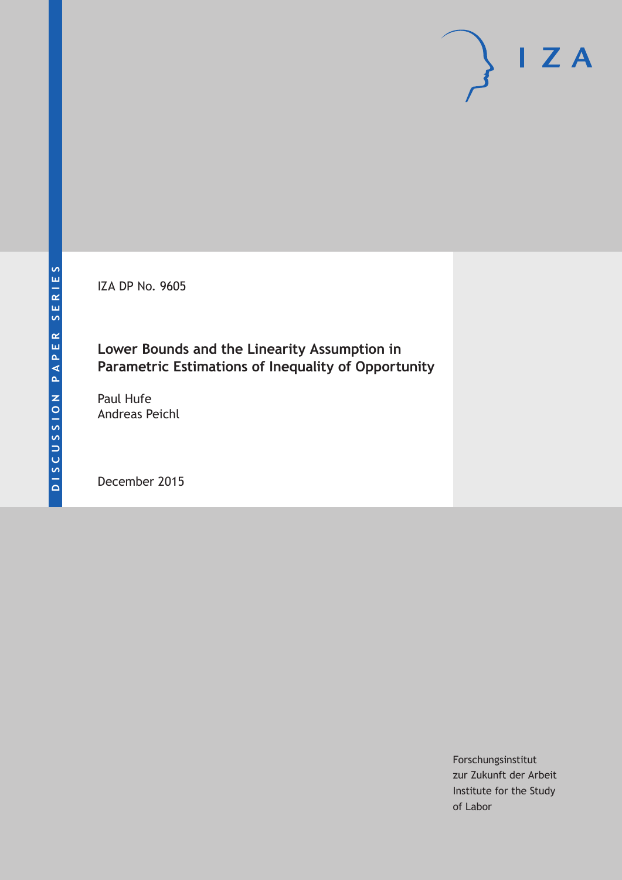DISCUSSION PAPER SERIES

IZA

IZA DP No. 9605

# Lower Bounds and the Linearity Assumption in Parametric Estimations of Inequality of Opportunity

Paul Hufe
Andreas Peichl

December 2015

Forschungsinstitut
zur Zukunft der Arbeit
Institute for the Study
of Labor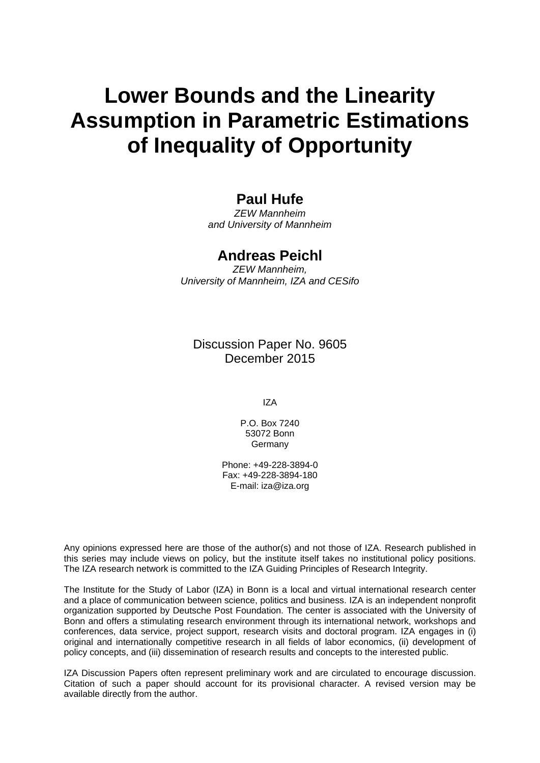# Lower Bounds and the Linearity Assumption in Parametric Estimations of Inequality of Opportunity

**Paul Hufe**

*ZEW Mannheim and University of Mannheim*

**Andreas Peichl**

*ZEW Mannheim, University of Mannheim, IZA and CESifo*

Discussion Paper No. 9605
December 2015

IZA

P.O. Box 7240
53072 Bonn
Germany

Phone: +49-228-3894-0
Fax: +49-228-3894-180
E-mail: iza@iza.org

Any opinions expressed here are those of the author(s) and not those of IZA. Research published in this series may include views on policy, but the institute itself takes no institutional policy positions. The IZA research network is committed to the IZA Guiding Principles of Research Integrity.

The Institute for the Study of Labor (IZA) in Bonn is a local and virtual international research center and a place of communication between science, politics and business. IZA is an independent nonprofit organization supported by Deutsche Post Foundation. The center is associated with the University of Bonn and offers a stimulating research environment through its international network, workshops and conferences, data service, project support, research visits and doctoral program. IZA engages in (i) original and internationally competitive research in all fields of labor economics, (ii) development of policy concepts, and (iii) dissemination of research results and concepts to the interested public.

IZA Discussion Papers often represent preliminary work and are circulated to encourage discussion. Citation of such a paper should account for its provisional character. A revised version may be available directly from the author.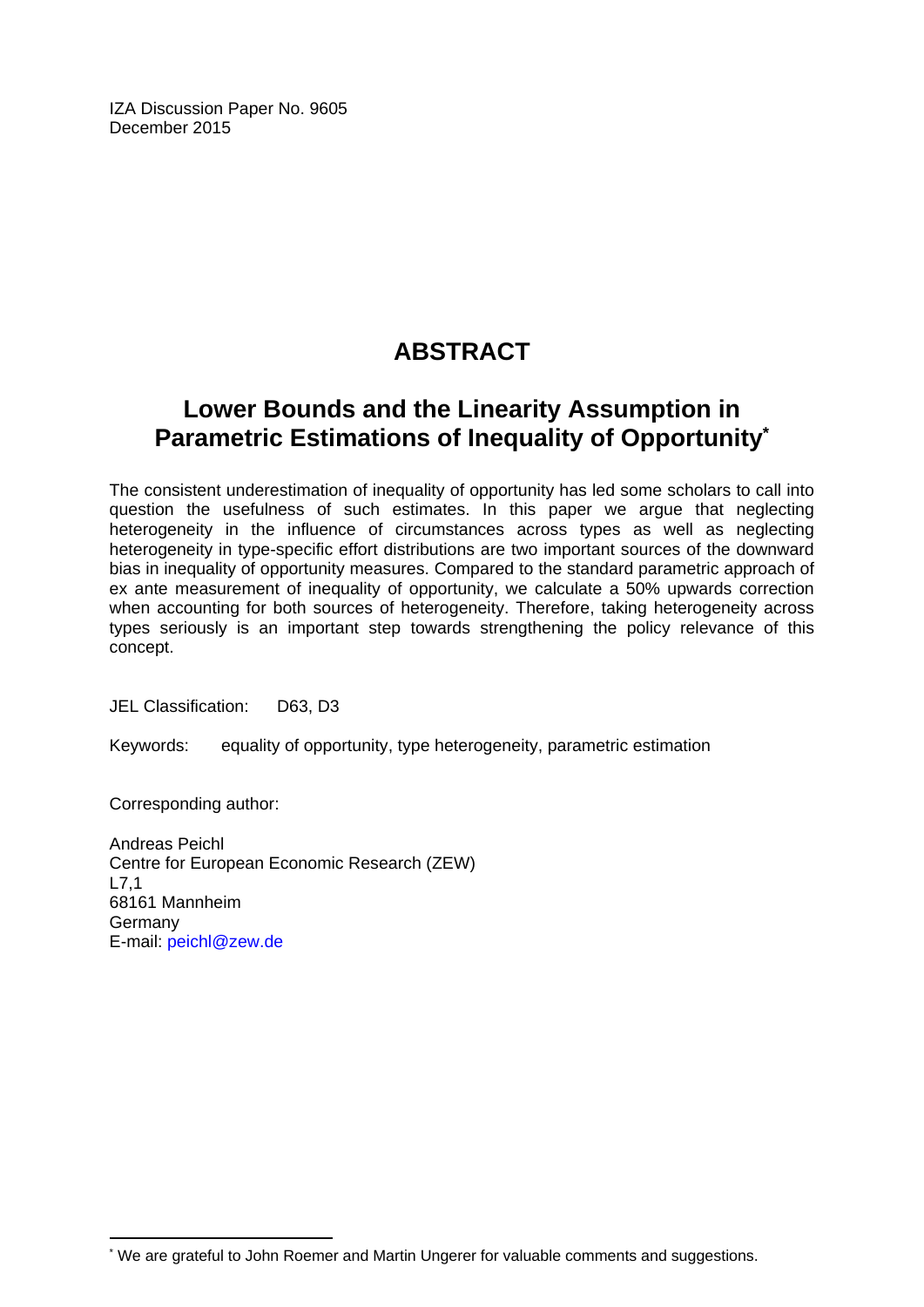IZA Discussion Paper No. 9605
December 2015

# ABSTRACT

## Lower Bounds and the Linearity Assumption in Parametric Estimations of Inequality of Opportunity*

The consistent underestimation of inequality of opportunity has led some scholars to call into question the usefulness of such estimates. In this paper we argue that neglecting heterogeneity in the influence of circumstances across types as well as neglecting heterogeneity in type-specific effort distributions are two important sources of the downward bias in inequality of opportunity measures. Compared to the standard parametric approach of ex ante measurement of inequality of opportunity, we calculate a 50% upwards correction when accounting for both sources of heterogeneity. Therefore, taking heterogeneity across types seriously is an important step towards strengthening the policy relevance of this concept.

JEL Classification: D63, D3

Keywords: equality of opportunity, type heterogeneity, parametric estimation

Corresponding author:

Andreas Peichl
Centre for European Economic Research (ZEW)
L7,1
68161 Mannheim
Germany
E-mail: peichl@zew.de

* We are grateful to John Roemer and Martin Ungerer for valuable comments and suggestions.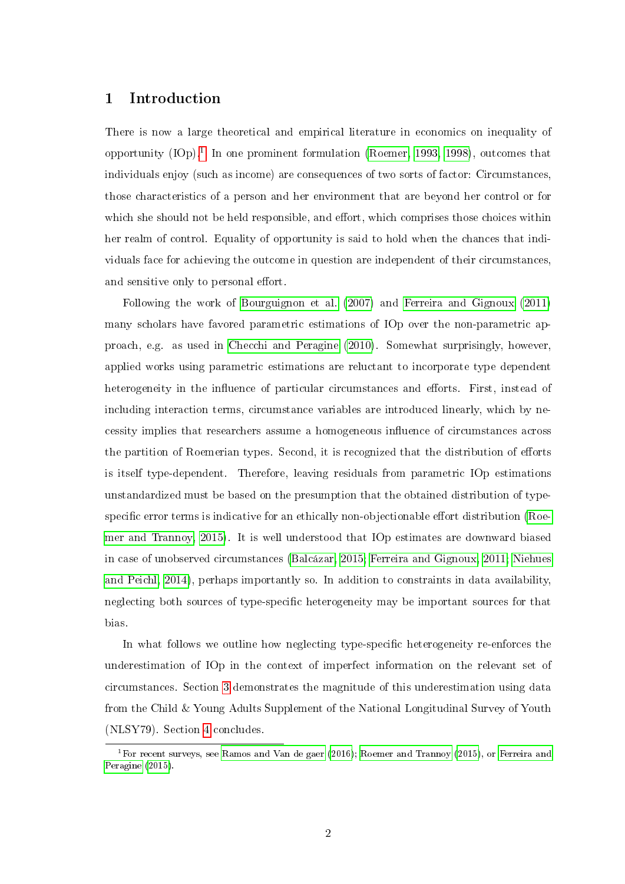## 1 Introduction

There is now a large theoretical and empirical literature in economics on inequality of opportunity (IOp).[1] In one prominent formulation (Roemer, 1993, 1998), outcomes that individuals enjoy (such as income) are consequences of two sorts of factor: Circumstances, those characteristics of a person and her environment that are beyond her control or for which she should not be held responsible, and effort, which comprises those choices within her realm of control. Equality of opportunity is said to hold when the chances that individuals face for achieving the outcome in question are independent of their circumstances, and sensitive only to personal effort.

Following the work of Bourguignon et al. (2007) and Ferreira and Gignoux (2011) many scholars have favored parametric estimations of IOp over the non-parametric approach, e.g. as used in Checchi and Peragine (2010). Somewhat surprisingly, however, applied works using parametric estimations are reluctant to incorporate type dependent heterogeneity in the influence of particular circumstances and efforts. First, instead of including interaction terms, circumstance variables are introduced linearly, which by necessity implies that researchers assume a homogeneous influence of circumstances across the partition of Roemerian types. Second, it is recognized that the distribution of efforts is itself type-dependent. Therefore, leaving residuals from parametric IOp estimations unstandardized must be based on the presumption that the obtained distribution of type-specific error terms is indicative for an ethically non-objectionable effort distribution (Roemer and Trannoy, 2015). It is well understood that IOp estimates are downward biased in case of unobserved circumstances (Balcázar, 2015; Ferreira and Gignoux, 2011; Niehues and Peichl, 2014), perhaps importantly so. In addition to constraints in data availability, neglecting both sources of type-specific heterogeneity may be important sources for that bias.

In what follows we outline how neglecting type-specific heterogeneity re-enforces the underestimation of IOp in the context of imperfect information on the relevant set of circumstances. Section 3 demonstrates the magnitude of this underestimation using data from the Child & Young Adults Supplement of the National Longitudinal Survey of Youth (NLSY79). Section 4 concludes.

[1] For recent surveys, see Ramos and Van de gaer (2016); Roemer and Trannoy (2015), or Ferreira and Peragine (2015).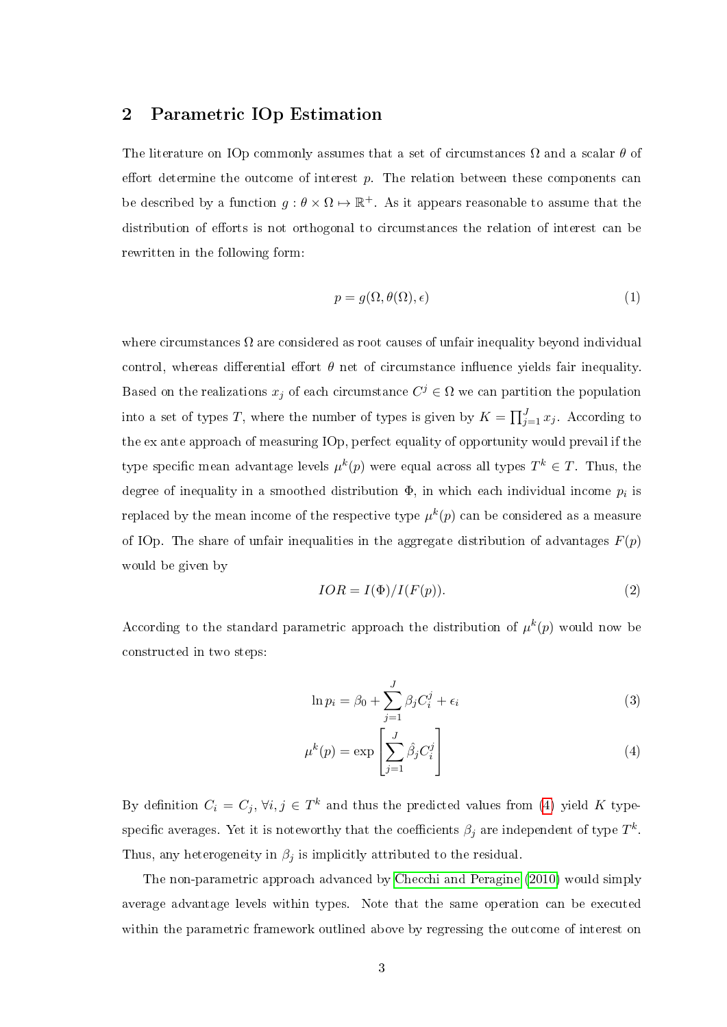## 2 Parametric IOp Estimation

The literature on IOp commonly assumes that a set of circumstances $\Omega$ and a scalar $\theta$ of effort determine the outcome of interest $p$. The relation between these components can be described by a function $g : \theta \times \Omega \mapsto \mathbb{R}^{+}$. As it appears reasonable to assume that the distribution of efforts is not orthogonal to circumstances the relation of interest can be rewritten in the following form:

$$p = g(\Omega, \theta(\Omega), \epsilon) \tag{1}$$

where circumstances $\Omega$ are considered as root causes of unfair inequality beyond individual control, whereas differential effort $\theta$ net of circumstance influence yields fair inequality. Based on the realizations $x_j$ of each circumstance $C^j \in \Omega$ we can partition the population into a set of types $T$, where the number of types is given by $K = \prod_{j=1}^{J} x_j$. According to the ex ante approach of measuring IOp, perfect equality of opportunity would prevail if the type specific mean advantage levels $\mu^k(p)$ were equal across all types $T^k \in T$. Thus, the degree of inequality in a smoothed distribution $\Phi$, in which each individual income $p_i$ is replaced by the mean income of the respective type $\mu^k(p)$ can be considered as a measure of IOp. The share of unfair inequalities in the aggregate distribution of advantages $F(p)$ would be given by

$$IOR = I(\Phi)/I(F(p)). \tag{2}$$

According to the standard parametric approach the distribution of $\mu^k(p)$ would now be constructed in two steps:

$$\ln p_i = \beta_0 + \sum_{j=1}^{J} \beta_j C_i^j + \epsilon_i \tag{3}$$

$$\mu^k(p) = \exp\left[\sum_{j=1}^{J} \hat{\beta}_j C_i^j\right] \tag{4}$$

By definition $C_i = C_j, \forall i, j \in T^k$ and thus the predicted values from (4) yield $K$ type-specific averages. Yet it is noteworthy that the coefficients $\beta_j$ are independent of type $T^k$. Thus, any heterogeneity in $\beta_j$ is implicitly attributed to the residual.

The non-parametric approach advanced by Checchi and Peragine (2010) would simply average advantage levels within types. Note that the same operation can be executed within the parametric framework outlined above by regressing the outcome of interest on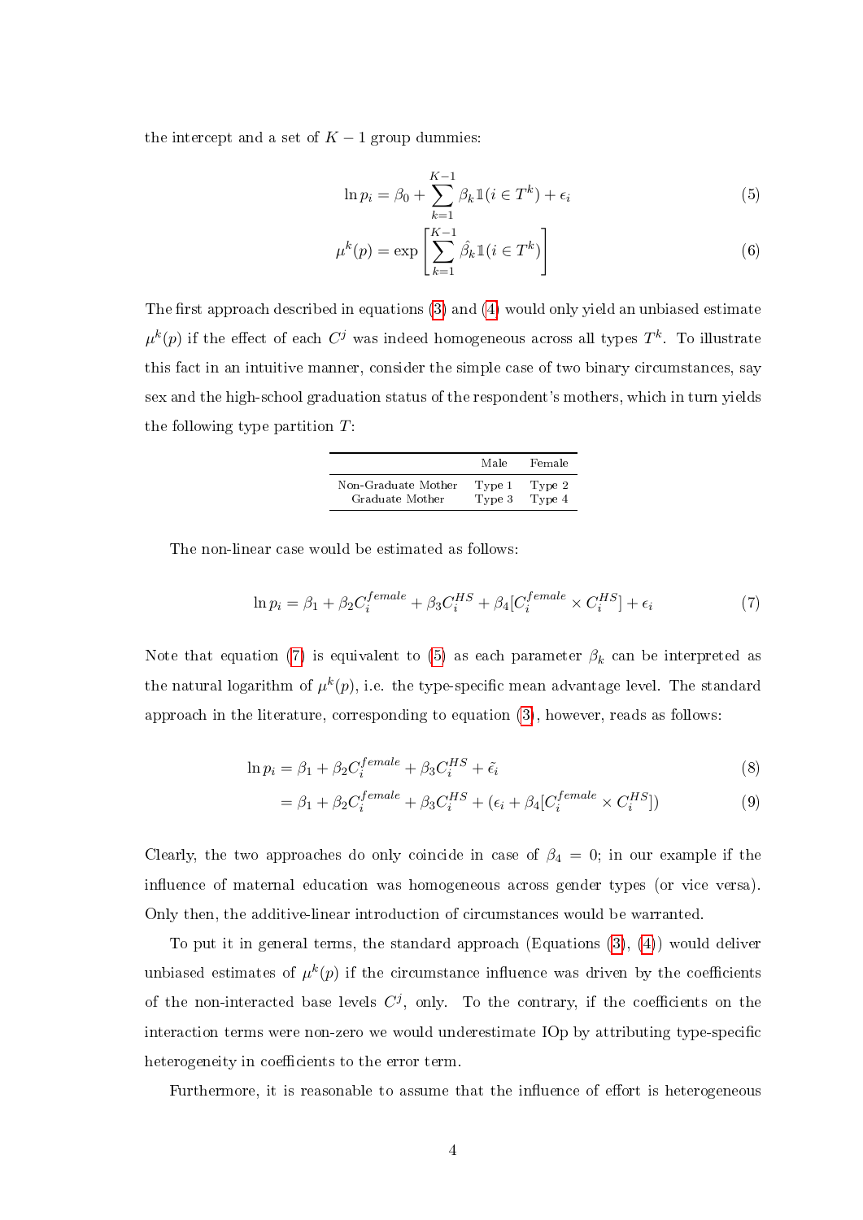the intercept and a set of $K-1$ group dummies:

$$\ln p_i = \beta_0 + \sum_{k=1}^{K-1} \beta_k \mathbb{1}(i \in T^k) + \epsilon_i \tag{5}$$

$$\mu^k(p) = \exp\left[\sum_{k=1}^{K-1} \hat{\beta}_k \mathbb{1}(i \in T^k)\right] \tag{6}$$

The first approach described in equations (3) and (4) would only yield an unbiased estimate $\mu^k(p)$ if the effect of each $C^j$ was indeed homogeneous across all types $T^k$. To illustrate this fact in an intuitive manner, consider the simple case of two binary circumstances, say sex and the high-school graduation status of the respondent's mothers, which in turn yields the following type partition $T$:

| | Male | Female |
|---|---|---|
| Non-Graduate Mother | Type 1 | Type 2 |
| Graduate Mother | Type 3 | Type 4 |

The non-linear case would be estimated as follows:

$$\ln p_i = \beta_1 + \beta_2 C_i^{female} + \beta_3 C_i^{HS} + \beta_4 [C_i^{female} \times C_i^{HS}] + \epsilon_i \tag{7}$$

Note that equation (7) is equivalent to (5) as each parameter $\beta_k$ can be interpreted as the natural logarithm of $\mu^k(p)$, i.e. the type-specific mean advantage level. The standard approach in the literature, corresponding to equation (3), however, reads as follows:

$$\ln p_i = \beta_1 + \beta_2 C_i^{female} + \beta_3 C_i^{HS} + \tilde{\epsilon}_i \tag{8}$$

$$= \beta_1 + \beta_2 C_i^{female} + \beta_3 C_i^{HS} + (\epsilon_i + \beta_4 [C_i^{female} \times C_i^{HS}]) \tag{9}$$

Clearly, the two approaches do only coincide in case of $\beta_4 = 0$; in our example if the influence of maternal education was homogeneous across gender types (or vice versa). Only then, the additive-linear introduction of circumstances would be warranted.

To put it in general terms, the standard approach (Equations (3), (4)) would deliver unbiased estimates of $\mu^k(p)$ if the circumstance influence was driven by the coefficients of the non-interacted base levels $C^j$, only. To the contrary, if the coefficients on the interaction terms were non-zero we would underestimate IOp by attributing type-specific heterogeneity in coefficients to the error term.

Furthermore, it is reasonable to assume that the influence of effort is heterogeneous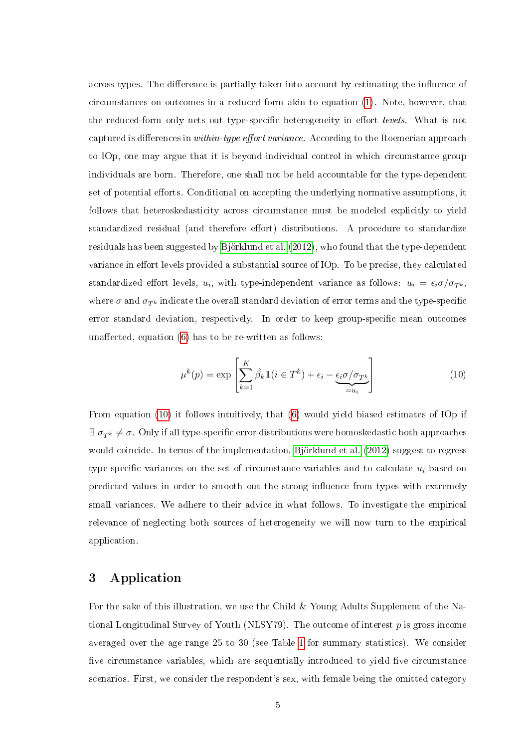across types. The difference is partially taken into account by estimating the influence of circumstances on outcomes in a reduced form akin to equation (1). Note, however, that the reduced-form only nets out type-specific heterogeneity in effort *levels*. What is not captured is differences in *within-type effort variance*. According to the Roemerian approach to IOp, one may argue that it is beyond individual control in which circumstance group individuals are born. Therefore, one shall not be held accountable for the type-dependent set of potential efforts. Conditional on accepting the underlying normative assumptions, it follows that heteroskedasticity across circumstance must be modeled explicitly to yield standardized residual (and therefore effort) distributions. A procedure to standardize residuals has been suggested by Björklund et al. (2012), who found that the type-dependent variance in effort levels provided a substantial source of IOp. To be precise, they calculated standardized effort levels, $u_i$, with type-independent variance as follows: $u_i = \epsilon_i \sigma / \sigma_{T^k}$, where $\sigma$ and $\sigma_{T^k}$ indicate the overall standard deviation of error terms and the type-specific error standard deviation, respectively. In order to keep group-specific mean outcomes unaffected, equation (6) has to be re-written as follows:

$$\mu^k(p) = \exp\left[\sum_{k=1}^{K} \hat{\beta}_k \mathbb{1}(i \in T^k) + \epsilon_i - \underbrace{\epsilon_i \sigma / \sigma_{T^k}}_{=u_i}\right] \tag{10}$$

From equation (10) it follows intuitively, that (6) would yield biased estimates of IOp if $\exists\ \sigma_{T^k} \neq \sigma$. Only if all type-specific error distributions were homoskedastic both approaches would coincide. In terms of the implementation, Björklund et al. (2012) suggest to regress type-specific variances on the set of circumstance variables and to calculate $u_i$ based on predicted values in order to smooth out the strong influence from types with extremely small variances. We adhere to their advice in what follows. To investigate the empirical relevance of neglecting both sources of heterogeneity we will now turn to the empirical application.

# 3 Application

For the sake of this illustration, we use the Child & Young Adults Supplement of the National Longitudinal Survey of Youth (NLSY79). The outcome of interest $p$ is gross income averaged over the age range 25 to 30 (see Table 1 for summary statistics). We consider five circumstance variables, which are sequentially introduced to yield five circumstance scenarios. First, we consider the respondent's sex, with female being the omitted category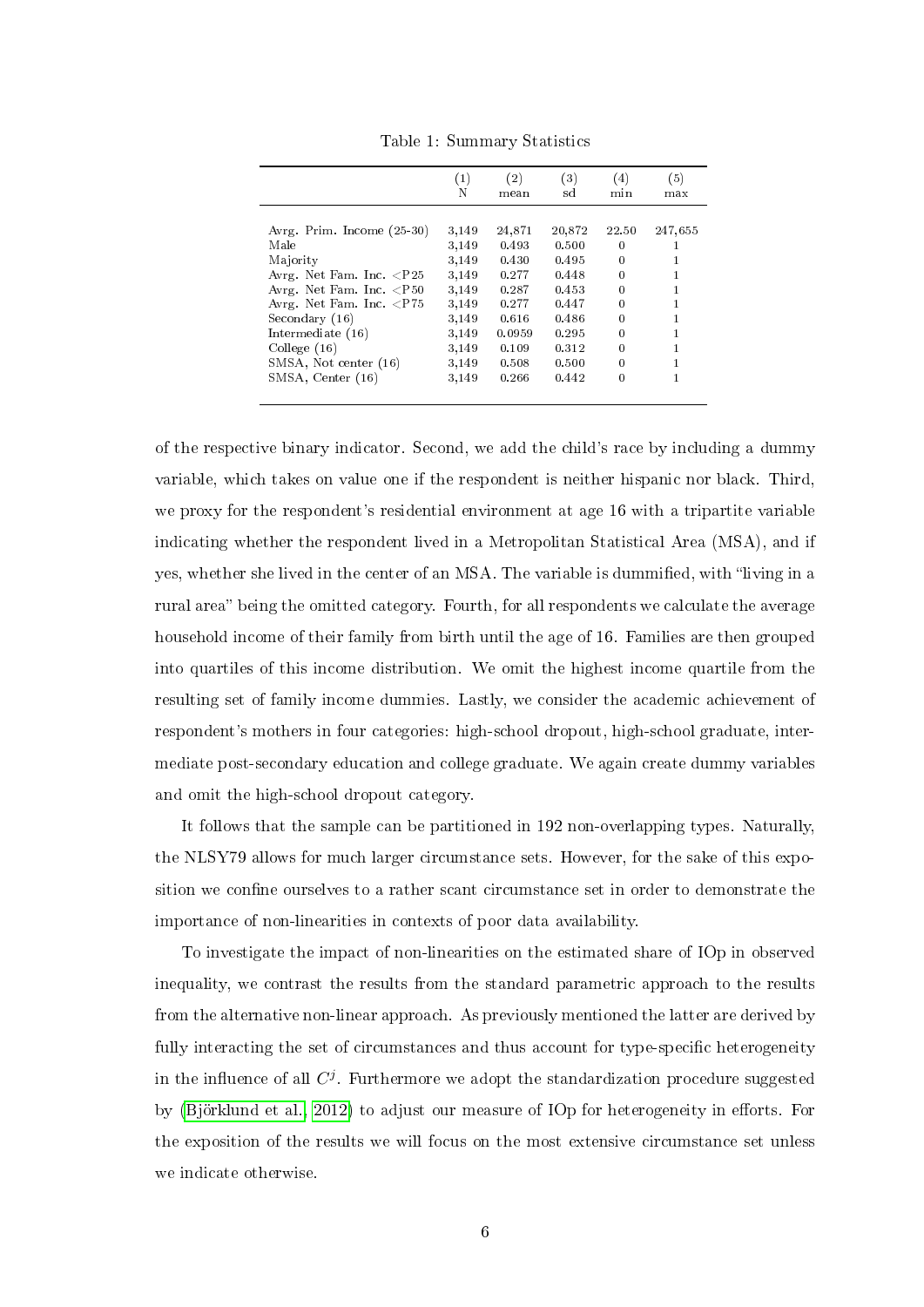Table 1: Summary Statistics

| | (1) N | (2) mean | (3) sd | (4) min | (5) max |
|---|---|---|---|---|---|
| Avrg. Prim. Income (25-30) | 3,149 | 24,871 | 20,872 | 22.50 | 247,655 |
| Male | 3,149 | 0.493 | 0.500 | 0 | 1 |
| Majority | 3,149 | 0.430 | 0.495 | 0 | 1 |
| Avrg. Net Fam. Inc. <P25 | 3,149 | 0.277 | 0.448 | 0 | 1 |
| Avrg. Net Fam. Inc. <P50 | 3,149 | 0.287 | 0.453 | 0 | 1 |
| Avrg. Net Fam. Inc. <P75 | 3,149 | 0.277 | 0.447 | 0 | 1 |
| Secondary (16) | 3,149 | 0.616 | 0.486 | 0 | 1 |
| Intermediate (16) | 3,149 | 0.0959 | 0.295 | 0 | 1 |
| College (16) | 3,149 | 0.109 | 0.312 | 0 | 1 |
| SMSA, Not center (16) | 3,149 | 0.508 | 0.500 | 0 | 1 |
| SMSA, Center (16) | 3,149 | 0.266 | 0.442 | 0 | 1 |

of the respective binary indicator. Second, we add the child's race by including a dummy variable, which takes on value one if the respondent is neither hispanic nor black. Third, we proxy for the respondent's residential environment at age 16 with a tripartite variable indicating whether the respondent lived in a Metropolitan Statistical Area (MSA), and if yes, whether she lived in the center of an MSA. The variable is dummified, with "living in a rural area" being the omitted category. Fourth, for all respondents we calculate the average household income of their family from birth until the age of 16. Families are then grouped into quartiles of this income distribution. We omit the highest income quartile from the resulting set of family income dummies. Lastly, we consider the academic achievement of respondent's mothers in four categories: high-school dropout, high-school graduate, intermediate post-secondary education and college graduate. We again create dummy variables and omit the high-school dropout category.

It follows that the sample can be partitioned in 192 non-overlapping types. Naturally, the NLSY79 allows for much larger circumstance sets. However, for the sake of this exposition we confine ourselves to a rather scant circumstance set in order to demonstrate the importance of non-linearities in contexts of poor data availability.

To investigate the impact of non-linearities on the estimated share of IOp in observed inequality, we contrast the results from the standard parametric approach to the results from the alternative non-linear approach. As previously mentioned the latter are derived by fully interacting the set of circumstances and thus account for type-specific heterogeneity in the influence of all $C^j$. Furthermore we adopt the standardization procedure suggested by (Björklund et al., 2012) to adjust our measure of IOp for heterogeneity in efforts. For the exposition of the results we will focus on the most extensive circumstance set unless we indicate otherwise.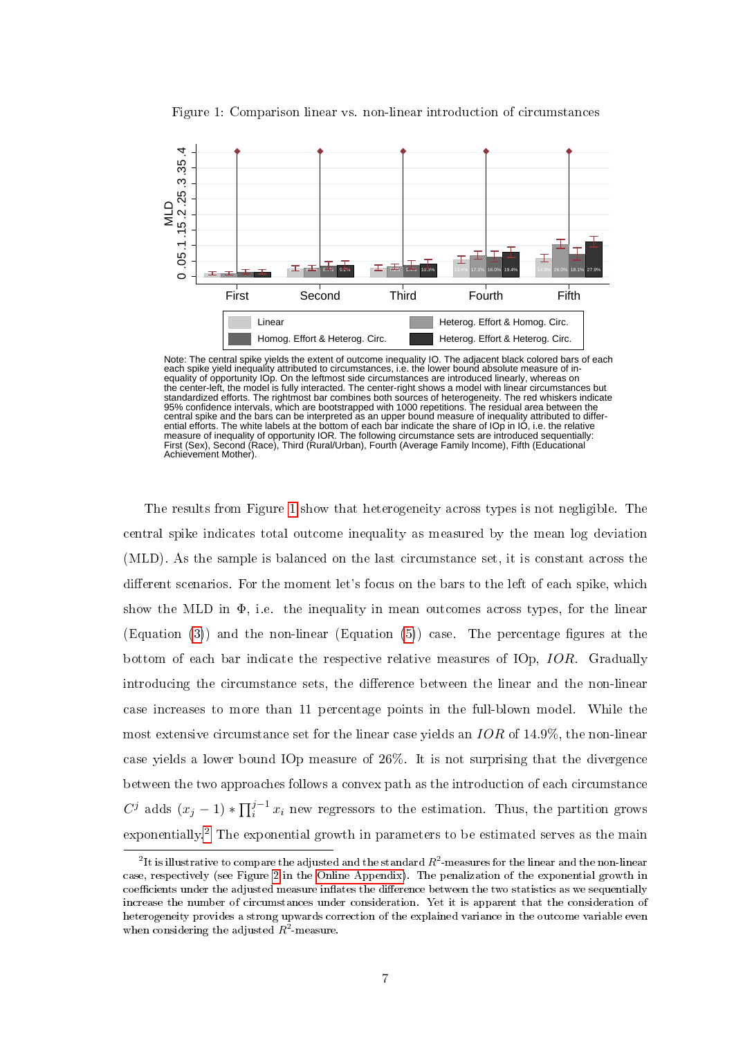Figure 1: Comparison linear vs. non-linear introduction of circumstances

Note: The central spike yields the extent of outcome inequality IO. The adjacent black colored bars of each each spike yield inequality attributed to circumstances, i.e. the lower bound absolute measure of inequality of opportunity IOp. On the leftmost side circumstances are introduced linearly, whereas on the center-left, the model is fully interacted. The center-right shows a model with linear circumstances but standardized efforts. The rightmost bar combines both sources of heterogeneity. The red whiskers indicate 95% confidence intervals, which are bootstrapped with 1000 repetitions. The residual area between the central spike and the bars can be interpreted as an upper bound measure of inequality attributed to differential efforts. The white labels at the bottom of each bar indicate the share of IOp in IO, i.e. the relative measure of inequality of opportunity IOR. The following circumstance sets are introduced sequentially: First (Sex), Second (Race), Third (Rural/Urban), Fourth (Average Family Income), Fifth (Educational Achievement Mother).

The results from Figure 1 show that heterogeneity across types is not negligible. The central spike indicates total outcome inequality as measured by the mean log deviation (MLD). As the sample is balanced on the last circumstance set, it is constant across the different scenarios. For the moment let's focus on the bars to the left of each spike, which show the MLD in $\Phi$, i.e. the inequality in mean outcomes across types, for the linear (Equation (3)) and the non-linear (Equation (5)) case. The percentage figures at the bottom of each bar indicate the respective relative measures of IOp, $IOR$. Gradually introducing the circumstance sets, the difference between the linear and the non-linear case increases to more than 11 percentage points in the full-blown model. While the most extensive circumstance set for the linear case yields an $IOR$ of 14.9%, the non-linear case yields a lower bound IOp measure of 26%. It is not surprising that the divergence between the two approaches follows a convex path as the introduction of each circumstance $C^j$ adds $(x_j - 1) * \prod_i^{j-1} x_i$ new regressors to the estimation. Thus, the partition grows exponentially.[2] The exponential growth in parameters to be estimated serves as the main

[2] It is illustrative to compare the adjusted and the standard $R^2$-measures for the linear and the non-linear case, respectively (see Figure 2 in the Online Appendix). The penalization of the exponential growth in coefficients under the adjusted measure inflates the difference between the two statistics as we sequentially increase the number of circumstances under consideration. Yet it is apparent that the consideration of heterogeneity provides a strong upwards correction of the explained variance in the outcome variable even when considering the adjusted $R^2$-measure.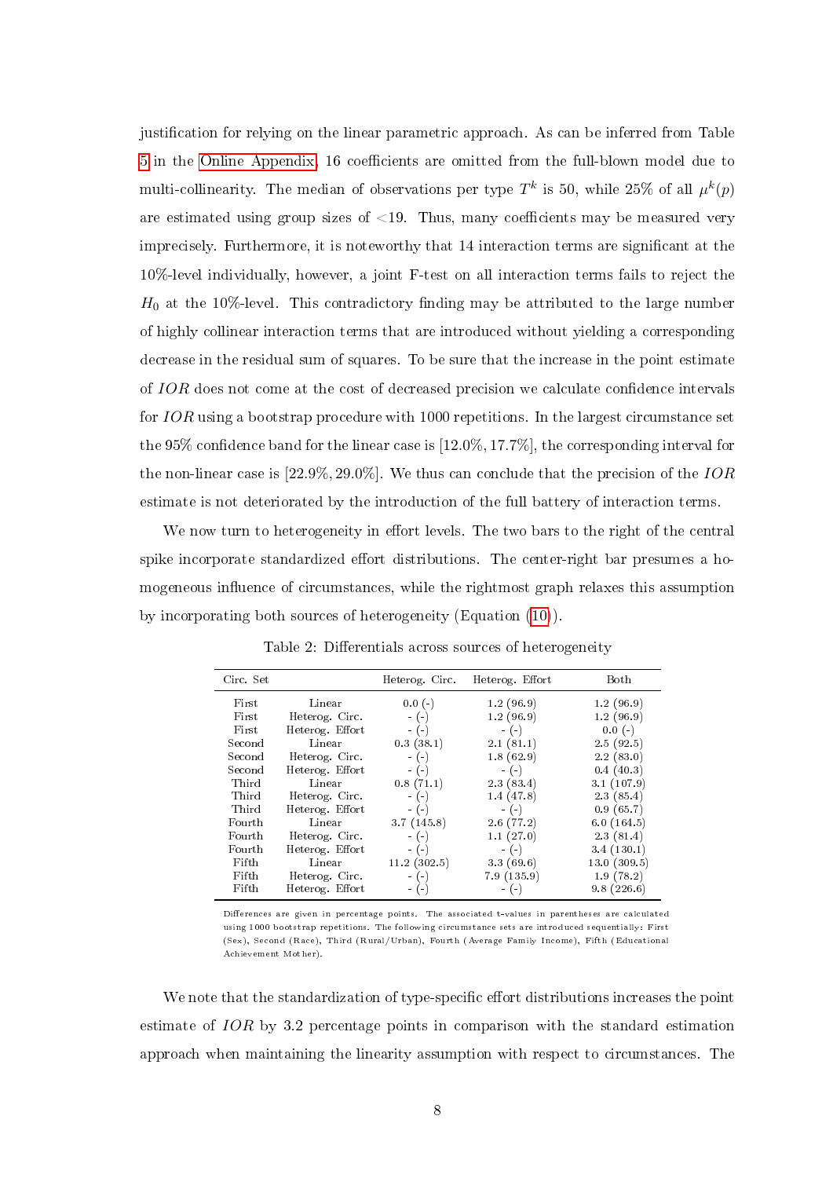justification for relying on the linear parametric approach. As can be inferred from Table 5 in the Online Appendix, 16 coefficients are omitted from the full-blown model due to multi-collinearity. The median of observations per type $T^k$ is 50, while 25% of all $\mu^k(p)$ are estimated using group sizes of $<19$. Thus, many coefficients may be measured very imprecisely. Furthermore, it is noteworthy that 14 interaction terms are significant at the 10%-level individually, however, a joint F-test on all interaction terms fails to reject the $H_0$ at the 10%-level. This contradictory finding may be attributed to the large number of highly collinear interaction terms that are introduced without yielding a corresponding decrease in the residual sum of squares. To be sure that the increase in the point estimate of $IOR$ does not come at the cost of decreased precision we calculate confidence intervals for $IOR$ using a bootstrap procedure with 1000 repetitions. In the largest circumstance set the 95% confidence band for the linear case is [12.0%, 17.7%], the corresponding interval for the non-linear case is [22.9%, 29.0%]. We thus can conclude that the precision of the $IOR$ estimate is not deteriorated by the introduction of the full battery of interaction terms.

We now turn to heterogeneity in effort levels. The two bars to the right of the central spike incorporate standardized effort distributions. The center-right bar presumes a homogeneous influence of circumstances, while the rightmost graph relaxes this assumption by incorporating both sources of heterogeneity (Equation (10)).

Table 2: Differentials across sources of heterogeneity

| Circ. Set | | Heterog. Circ. | Heterog. Effort | Both |
|---|---|---|---|---|
| First | Linear | 0.0 (-) | 1.2 (96.9) | 1.2 (96.9) |
| First | Heterog. Circ. | - (-) | 1.2 (96.9) | 1.2 (96.9) |
| First | Heterog. Effort | - (-) | - (-) | 0.0 (-) |
| Second | Linear | 0.3 (38.1) | 2.1 (81.1) | 2.5 (92.5) |
| Second | Heterog. Circ. | - (-) | 1.8 (62.9) | 2.2 (83.0) |
| Second | Heterog. Effort | - (-) | - (-) | 0.4 (40.3) |
| Third | Linear | 0.8 (71.1) | 2.3 (83.4) | 3.1 (107.9) |
| Third | Heterog. Circ. | - (-) | 1.4 (47.8) | 2.3 (85.4) |
| Third | Heterog. Effort | - (-) | - (-) | 0.9 (65.7) |
| Fourth | Linear | 3.7 (145.8) | 2.6 (77.2) | 6.0 (164.5) |
| Fourth | Heterog. Circ. | - (-) | 1.1 (27.0) | 2.3 (81.4) |
| Fourth | Heterog. Effort | - (-) | - (-) | 3.4 (130.1) |
| Fifth | Linear | 11.2 (302.5) | 3.3 (69.6) | 13.0 (309.5) |
| Fifth | Heterog. Circ. | - (-) | 7.9 (135.9) | 1.9 (78.2) |
| Fifth | Heterog. Effort | - (-) | - (-) | 9.8 (226.6) |

Differences are given in percentage points. The associated t-values in parentheses are calculated using 1000 bootstrap repetitions. The following circumstance sets are introduced sequentially: First (Sex), Second (Race), Third (Rural/Urban), Fourth (Average Family Income), Fifth (Educational Achievement Mother).

We note that the standardization of type-specific effort distributions increases the point estimate of $IOR$ by 3.2 percentage points in comparison with the standard estimation approach when maintaining the linearity assumption with respect to circumstances. The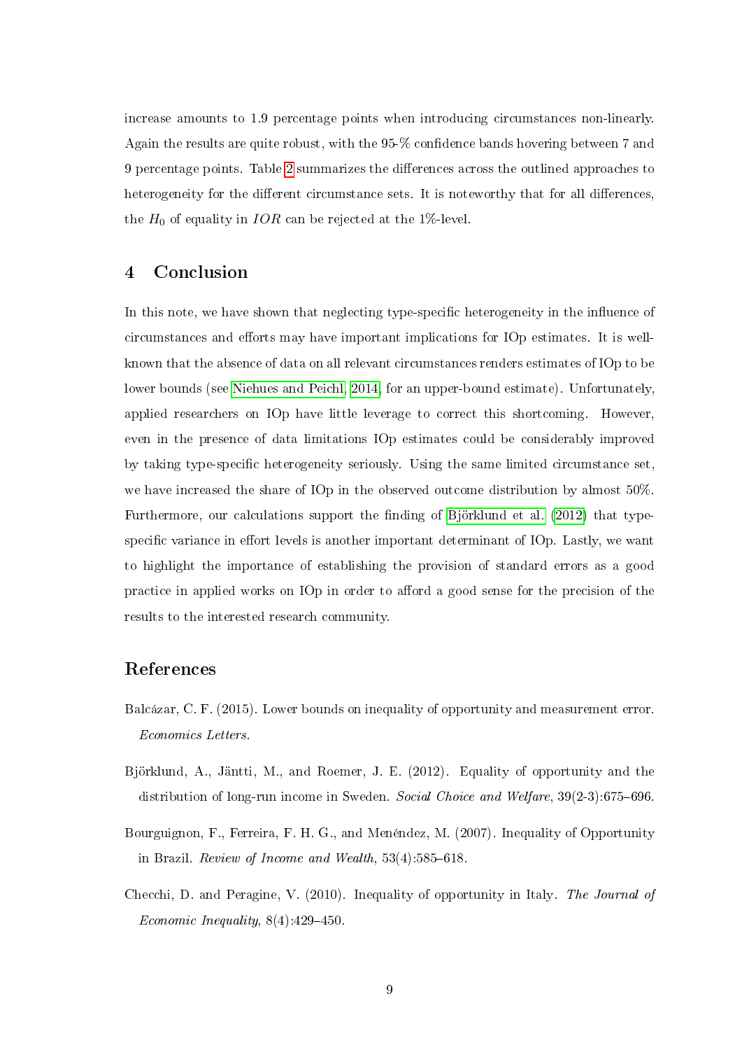increase amounts to 1.9 percentage points when introducing circumstances non-linearly. Again the results are quite robust, with the 95-% confidence bands hovering between 7 and 9 percentage points. Table 2 summarizes the differences across the outlined approaches to heterogeneity for the different circumstance sets. It is noteworthy that for all differences, the $H_0$ of equality in $IOR$ can be rejected at the 1%-level.

## 4 Conclusion

In this note, we have shown that neglecting type-specific heterogeneity in the influence of circumstances and efforts may have important implications for IOp estimates. It is well-known that the absence of data on all relevant circumstances renders estimates of IOp to be lower bounds (see Niehues and Peichl, 2014, for an upper-bound estimate). Unfortunately, applied researchers on IOp have little leverage to correct this shortcoming. However, even in the presence of data limitations IOp estimates could be considerably improved by taking type-specific heterogeneity seriously. Using the same limited circumstance set, we have increased the share of IOp in the observed outcome distribution by almost 50%. Furthermore, our calculations support the finding of Björklund et al. (2012) that type-specific variance in effort levels is another important determinant of IOp. Lastly, we want to highlight the importance of establishing the provision of standard errors as a good practice in applied works on IOp in order to afford a good sense for the precision of the results to the interested research community.

## References

Balcázar, C. F. (2015). Lower bounds on inequality of opportunity and measurement error. *Economics Letters*.

Björklund, A., Jäntti, M., and Roemer, J. E. (2012). Equality of opportunity and the distribution of long-run income in Sweden. *Social Choice and Welfare*, 39(2-3):675–696.

Bourguignon, F., Ferreira, F. H. G., and Menéndez, M. (2007). Inequality of Opportunity in Brazil. *Review of Income and Wealth*, 53(4):585–618.

Checchi, D. and Peragine, V. (2010). Inequality of opportunity in Italy. *The Journal of Economic Inequality*, 8(4):429–450.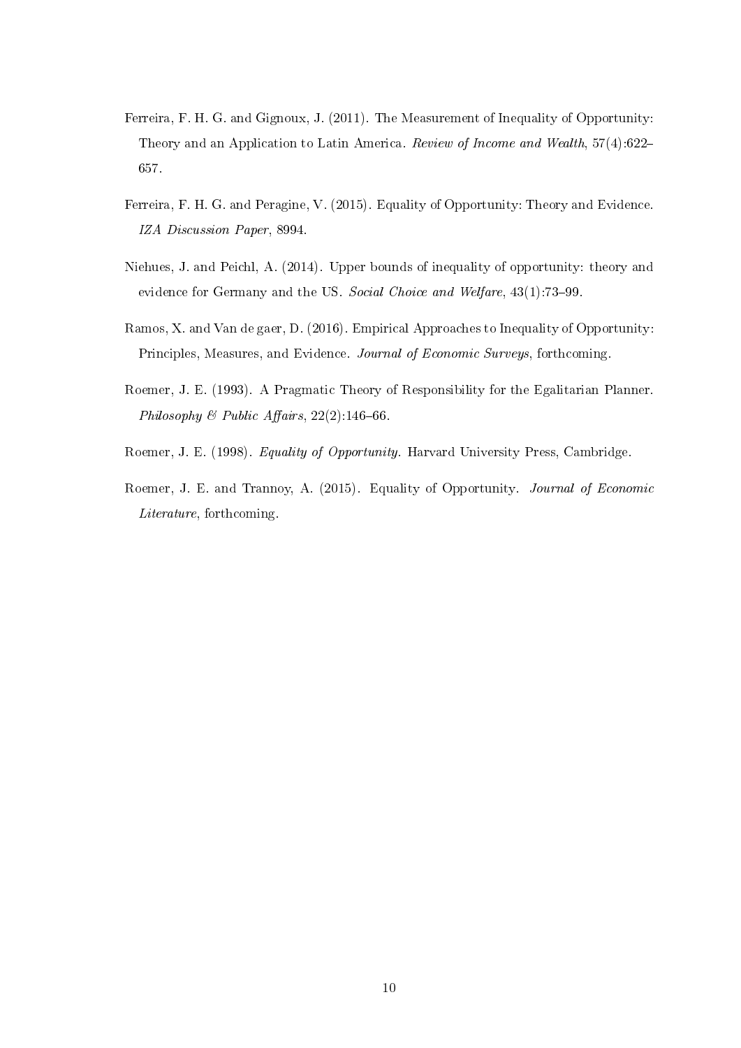Ferreira, F. H. G. and Gignoux, J. (2011). The Measurement of Inequality of Opportunity: Theory and an Application to Latin America. *Review of Income and Wealth*, 57(4):622–657.

Ferreira, F. H. G. and Peragine, V. (2015). Equality of Opportunity: Theory and Evidence. *IZA Discussion Paper*, 8994.

Niehues, J. and Peichl, A. (2014). Upper bounds of inequality of opportunity: theory and evidence for Germany and the US. *Social Choice and Welfare*, 43(1):73–99.

Ramos, X. and Van de gaer, D. (2016). Empirical Approaches to Inequality of Opportunity: Principles, Measures, and Evidence. *Journal of Economic Surveys*, forthcoming.

Roemer, J. E. (1993). A Pragmatic Theory of Responsibility for the Egalitarian Planner. *Philosophy & Public Affairs*, 22(2):146–66.

Roemer, J. E. (1998). *Equality of Opportunity*. Harvard University Press, Cambridge.

Roemer, J. E. and Trannoy, A. (2015). Equality of Opportunity. *Journal of Economic Literature*, forthcoming.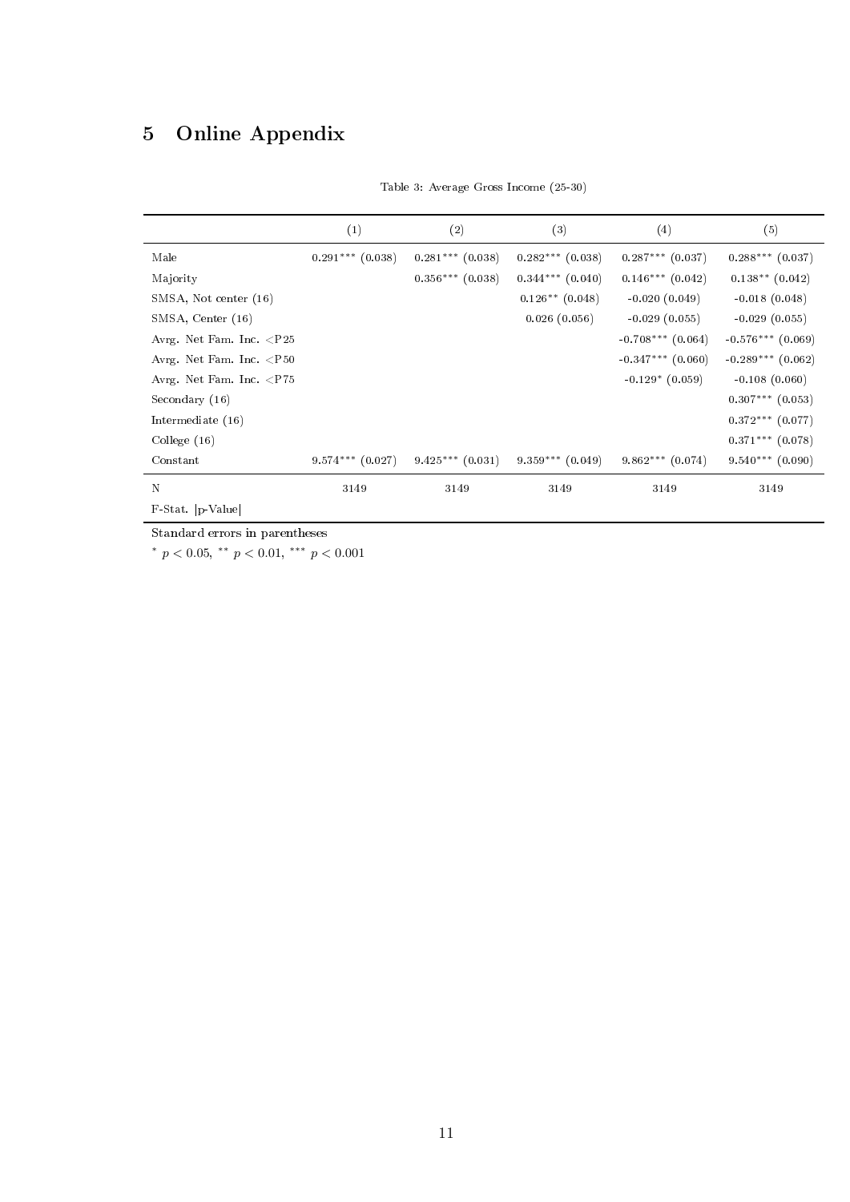# 5 Online Appendix

Table 3: Average Gross Income (25-30)

| | (1) | (2) | (3) | (4) | (5) |
|---|---|---|---|---|---|
| Male | 0.291*** (0.038) | 0.281*** (0.038) | 0.282*** (0.038) | 0.287*** (0.037) | 0.288*** (0.037) |
| Majority | | 0.356*** (0.038) | 0.344*** (0.040) | 0.146*** (0.042) | 0.138** (0.042) |
| SMSA, Not center (16) | | | 0.126** (0.048) | -0.020 (0.049) | -0.018 (0.048) |
| SMSA, Center (16) | | | 0.026 (0.056) | -0.029 (0.055) | -0.029 (0.055) |
| Avrg. Net Fam. Inc. <P25 | | | | -0.708*** (0.064) | -0.576*** (0.069) |
| Avrg. Net Fam. Inc. <P50 | | | | -0.347*** (0.060) | -0.289*** (0.062) |
| Avrg. Net Fam. Inc. <P75 | | | | -0.129* (0.059) | -0.108 (0.060) |
| Secondary (16) | | | | | 0.307*** (0.053) |
| Intermediate (16) | | | | | 0.372*** (0.077) |
| College (16) | | | | | 0.371*** (0.078) |
| Constant | 9.574*** (0.027) | 9.425*** (0.031) | 9.359*** (0.049) | 9.862*** (0.074) | 9.540*** (0.090) |
| N | 3149 | 3149 | 3149 | 3149 | 3149 |
| F-Stat. [p-Value] | | | | | |

Standard errors in parentheses

\* $p < 0.05$, \*\* $p < 0.01$, \*\*\* $p < 0.001$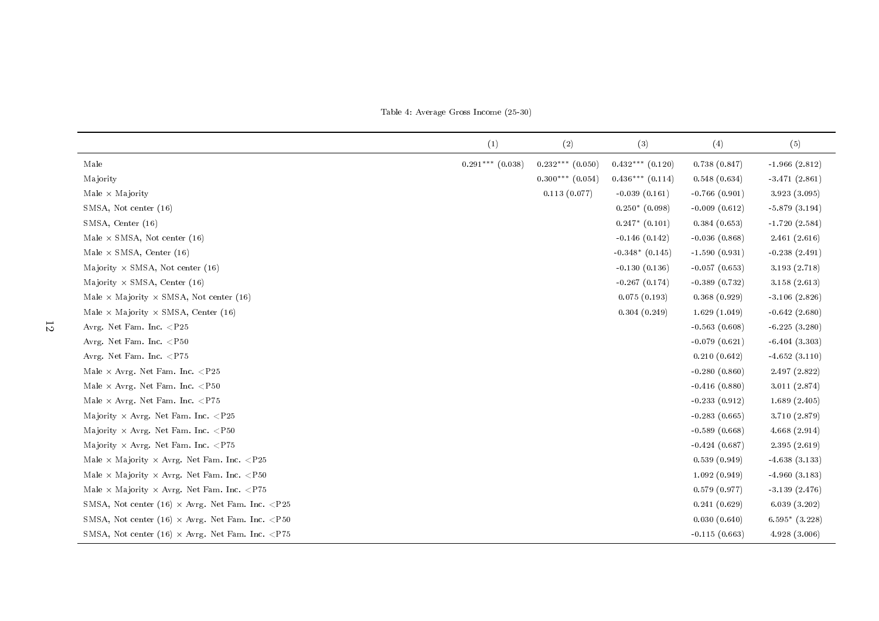Table 4: Average Gross Income (25-30)

| | (1) | (2) | (3) | (4) | (5) |
|---|---|---|---|---|---|
| Male | 0.291*** (0.038) | 0.232*** (0.050) | 0.432*** (0.120) | 0.738 (0.847) | -1.966 (2.812) |
| Majority | | 0.300*** (0.054) | 0.436*** (0.114) | 0.548 (0.634) | -3.471 (2.861) |
| Male × Majority | | 0.113 (0.077) | -0.039 (0.161) | -0.766 (0.901) | 3.923 (3.095) |
| SMSA, Not center (16) | | | 0.250* (0.098) | -0.009 (0.612) | -5.879 (3.194) |
| SMSA, Center (16) | | | 0.247* (0.101) | 0.384 (0.653) | -1.720 (2.584) |
| Male × SMSA, Not center (16) | | | -0.146 (0.142) | -0.036 (0.868) | 2.461 (2.616) |
| Male × SMSA, Center (16) | | | -0.348* (0.145) | -1.590 (0.931) | -0.238 (2.491) |
| Majority × SMSA, Not center (16) | | | -0.130 (0.136) | -0.057 (0.653) | 3.193 (2.718) |
| Majority × SMSA, Center (16) | | | -0.267 (0.174) | -0.389 (0.732) | 3.158 (2.613) |
| Male × Majority × SMSA, Not center (16) | | | 0.075 (0.193) | 0.368 (0.929) | -3.106 (2.826) |
| Male × Majority × SMSA, Center (16) | | | 0.304 (0.249) | 1.629 (1.049) | -0.642 (2.680) |
| Avrg. Net Fam. Inc. <P25 | | | | -0.563 (0.608) | -6.225 (3.280) |
| Avrg. Net Fam. Inc. <P50 | | | | -0.079 (0.621) | -6.404 (3.303) |
| Avrg. Net Fam. Inc. <P75 | | | | 0.210 (0.642) | -4.652 (3.110) |
| Male × Avrg. Net Fam. Inc. <P25 | | | | -0.280 (0.860) | 2.497 (2.822) |
| Male × Avrg. Net Fam. Inc. <P50 | | | | -0.416 (0.880) | 3.011 (2.874) |
| Male × Avrg. Net Fam. Inc. <P75 | | | | -0.233 (0.912) | 1.689 (2.405) |
| Majority × Avrg. Net Fam. Inc. <P25 | | | | -0.283 (0.665) | 3.710 (2.879) |
| Majority × Avrg. Net Fam. Inc. <P50 | | | | -0.589 (0.668) | 4.668 (2.914) |
| Majority × Avrg. Net Fam. Inc. <P75 | | | | -0.424 (0.687) | 2.395 (2.619) |
| Male × Majority × Avrg. Net Fam. Inc. <P25 | | | | 0.539 (0.949) | -4.638 (3.133) |
| Male × Majority × Avrg. Net Fam. Inc. <P50 | | | | 1.092 (0.949) | -4.960 (3.183) |
| Male × Majority × Avrg. Net Fam. Inc. <P75 | | | | 0.579 (0.977) | -3.139 (2.476) |
| SMSA, Not center (16) × Avrg. Net Fam. Inc. <P25 | | | | 0.241 (0.629) | 6.039 (3.202) |
| SMSA, Not center (16) × Avrg. Net Fam. Inc. <P50 | | | | 0.030 (0.640) | 6.595* (3.228) |
| SMSA, Not center (16) × Avrg. Net Fam. Inc. <P75 | | | | -0.115 (0.663) | 4.928 (3.006) |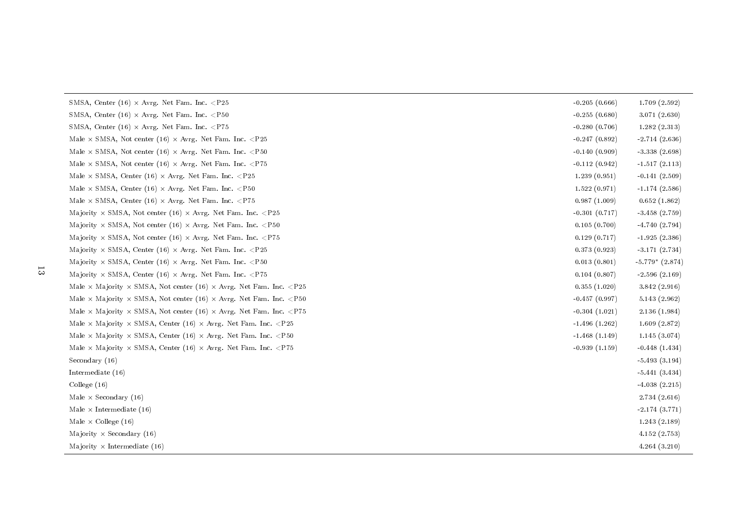| | | |
|---|---|---|
| SMSA, Center (16) × Avrg. Net Fam. Inc. <P25 | -0.205 (0.666) | 1.709 (2.592) |
| SMSA, Center (16) × Avrg. Net Fam. Inc. <P50 | -0.255 (0.680) | 3.071 (2.630) |
| SMSA, Center (16) × Avrg. Net Fam. Inc. <P75 | -0.280 (0.706) | 1.282 (2.313) |
| Male × SMSA, Not center (16) × Avrg. Net Fam. Inc. <P25 | -0.247 (0.892) | -2.714 (2.636) |
| Male × SMSA, Not center (16) × Avrg. Net Fam. Inc. <P50 | -0.140 (0.909) | -3.338 (2.698) |
| Male × SMSA, Not center (16) × Avrg. Net Fam. Inc. <P75 | -0.112 (0.942) | -1.517 (2.113) |
| Male × SMSA, Center (16) × Avrg. Net Fam. Inc. <P25 | 1.239 (0.951) | -0.141 (2.509) |
| Male × SMSA, Center (16) × Avrg. Net Fam. Inc. <P50 | 1.522 (0.971) | -1.174 (2.586) |
| Male × SMSA, Center (16) × Avrg. Net Fam. Inc. <P75 | 0.987 (1.009) | 0.652 (1.862) |
| Majority × SMSA, Not center (16) × Avrg. Net Fam. Inc. <P25 | -0.301 (0.717) | -3.458 (2.759) |
| Majority × SMSA, Not center (16) × Avrg. Net Fam. Inc. <P50 | 0.105 (0.700) | -4.740 (2.794) |
| Majority × SMSA, Not center (16) × Avrg. Net Fam. Inc. <P75 | 0.129 (0.717) | -1.925 (2.386) |
| Majority × SMSA, Center (16) × Avrg. Net Fam. Inc. <P25 | 0.373 (0.923) | -3.171 (2.734) |
| Majority × SMSA, Center (16) × Avrg. Net Fam. Inc. <P50 | 0.013 (0.801) | -5.779* (2.874) |
| Majority × SMSA, Center (16) × Avrg. Net Fam. Inc. <P75 | 0.104 (0.807) | -2.596 (2.169) |
| Male × Majority × SMSA, Not center (16) × Avrg. Net Fam. Inc. <P25 | 0.355 (1.020) | 3.842 (2.916) |
| Male × Majority × SMSA, Not center (16) × Avrg. Net Fam. Inc. <P50 | -0.457 (0.997) | 5.143 (2.962) |
| Male × Majority × SMSA, Not center (16) × Avrg. Net Fam. Inc. <P75 | -0.304 (1.021) | 2.136 (1.984) |
| Male × Majority × SMSA, Center (16) × Avrg. Net Fam. Inc. <P25 | -1.496 (1.262) | 1.609 (2.872) |
| Male × Majority × SMSA, Center (16) × Avrg. Net Fam. Inc. <P50 | -1.468 (1.149) | 1.145 (3.074) |
| Male × Majority × SMSA, Center (16) × Avrg. Net Fam. Inc. <P75 | -0.939 (1.159) | -0.448 (1.434) |
| Secondary (16) | | -5.493 (3.194) |
| Intermediate (16) | | -5.441 (3.434) |
| College (16) | | -4.038 (2.215) |
| Male × Secondary (16) | | 2.734 (2.616) |
| Male × Intermediate (16) | | -2.174 (3.771) |
| Male × College (16) | | 1.243 (2.189) |
| Majority × Secondary (16) | | 4.152 (2.753) |
| Majority × Intermediate (16) | | 4.264 (3.210) |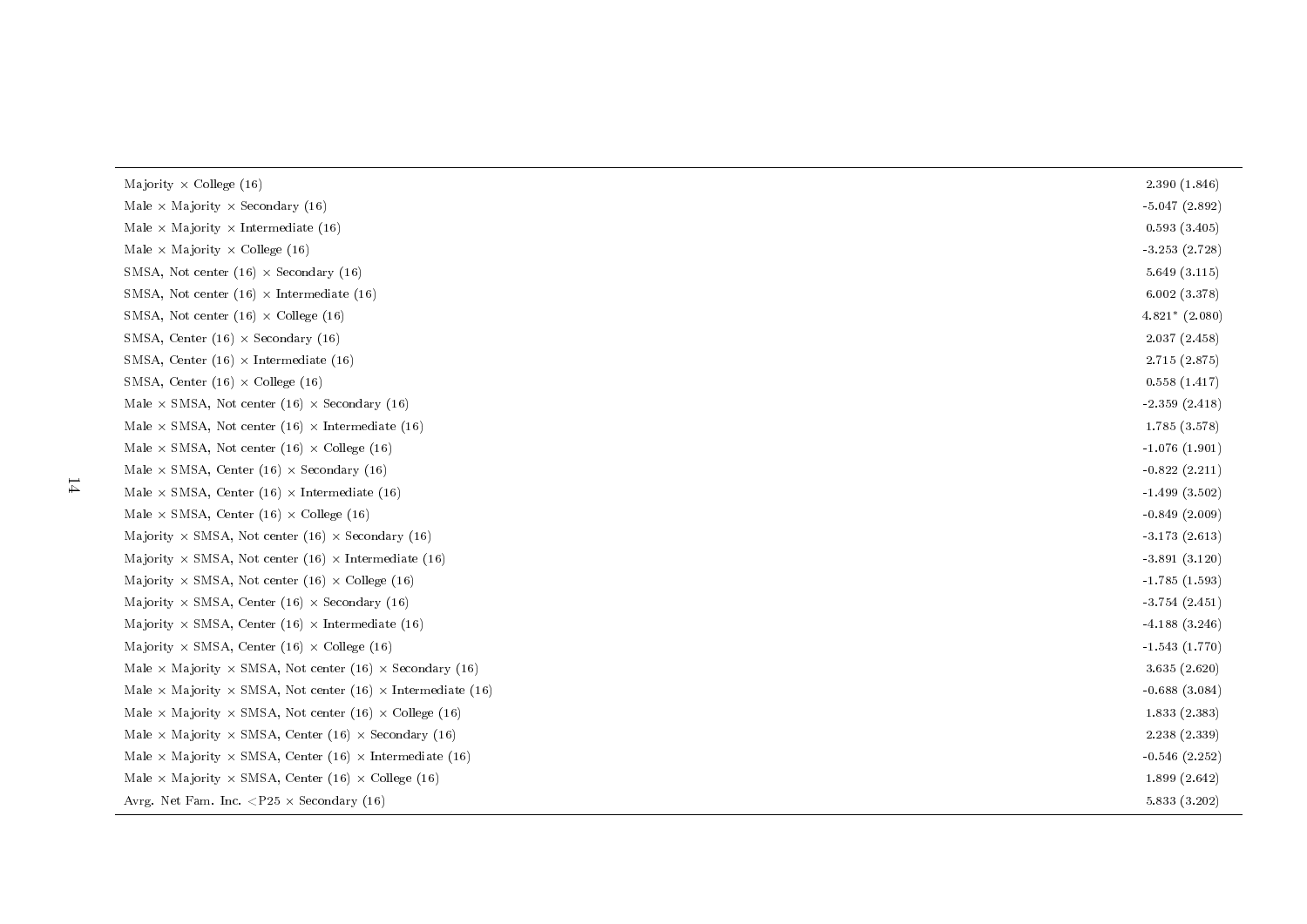| | |
|---|---|
| Majority × College (16) | 2.390 (1.846) |
| Male × Majority × Secondary (16) | -5.047 (2.892) |
| Male × Majority × Intermediate (16) | 0.593 (3.405) |
| Male × Majority × College (16) | -3.253 (2.728) |
| SMSA, Not center (16) × Secondary (16) | 5.649 (3.115) |
| SMSA, Not center (16) × Intermediate (16) | 6.002 (3.378) |
| SMSA, Not center (16) × College (16) | 4.821* (2.080) |
| SMSA, Center (16) × Secondary (16) | 2.037 (2.458) |
| SMSA, Center (16) × Intermediate (16) | 2.715 (2.875) |
| SMSA, Center (16) × College (16) | 0.558 (1.417) |
| Male × SMSA, Not center (16) × Secondary (16) | -2.359 (2.418) |
| Male × SMSA, Not center (16) × Intermediate (16) | 1.785 (3.578) |
| Male × SMSA, Not center (16) × College (16) | -1.076 (1.901) |
| Male × SMSA, Center (16) × Secondary (16) | -0.822 (2.211) |
| Male × SMSA, Center (16) × Intermediate (16) | -1.499 (3.502) |
| Male × SMSA, Center (16) × College (16) | -0.849 (2.009) |
| Majority × SMSA, Not center (16) × Secondary (16) | -3.173 (2.613) |
| Majority × SMSA, Not center (16) × Intermediate (16) | -3.891 (3.120) |
| Majority × SMSA, Not center (16) × College (16) | -1.785 (1.593) |
| Majority × SMSA, Center (16) × Secondary (16) | -3.754 (2.451) |
| Majority × SMSA, Center (16) × Intermediate (16) | -4.188 (3.246) |
| Majority × SMSA, Center (16) × College (16) | -1.543 (1.770) |
| Male × Majority × SMSA, Not center (16) × Secondary (16) | 3.635 (2.620) |
| Male × Majority × SMSA, Not center (16) × Intermediate (16) | -0.688 (3.084) |
| Male × Majority × SMSA, Not center (16) × College (16) | 1.833 (2.383) |
| Male × Majority × SMSA, Center (16) × Secondary (16) | 2.238 (2.339) |
| Male × Majority × SMSA, Center (16) × Intermediate (16) | -0.546 (2.252) |
| Male × Majority × SMSA, Center (16) × College (16) | 1.899 (2.642) |
| Avrg. Net Fam. Inc. <P25 × Secondary (16) | 5.833 (3.202) |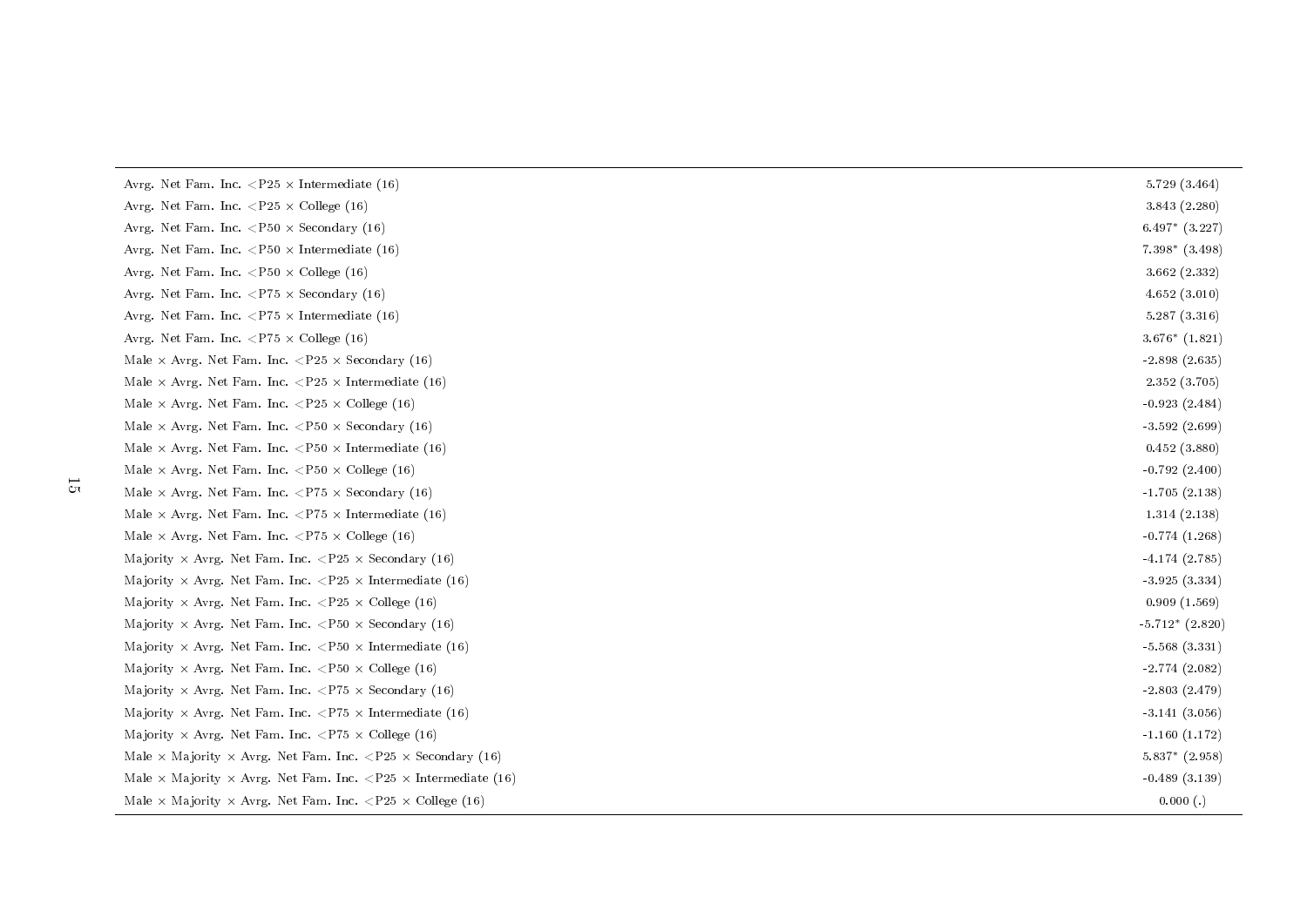| | |
|---|---|
| Avrg. Net Fam. Inc. <P25 × Intermediate (16) | 5.729 (3.464) |
| Avrg. Net Fam. Inc. <P25 × College (16) | 3.843 (2.280) |
| Avrg. Net Fam. Inc. <P50 × Secondary (16) | 6.497* (3.227) |
| Avrg. Net Fam. Inc. <P50 × Intermediate (16) | 7.398* (3.498) |
| Avrg. Net Fam. Inc. <P50 × College (16) | 3.662 (2.332) |
| Avrg. Net Fam. Inc. <P75 × Secondary (16) | 4.652 (3.010) |
| Avrg. Net Fam. Inc. <P75 × Intermediate (16) | 5.287 (3.316) |
| Avrg. Net Fam. Inc. <P75 × College (16) | 3.676* (1.821) |
| Male × Avrg. Net Fam. Inc. <P25 × Secondary (16) | -2.898 (2.635) |
| Male × Avrg. Net Fam. Inc. <P25 × Intermediate (16) | 2.352 (3.705) |
| Male × Avrg. Net Fam. Inc. <P25 × College (16) | -0.923 (2.484) |
| Male × Avrg. Net Fam. Inc. <P50 × Secondary (16) | -3.592 (2.699) |
| Male × Avrg. Net Fam. Inc. <P50 × Intermediate (16) | 0.452 (3.880) |
| Male × Avrg. Net Fam. Inc. <P50 × College (16) | -0.792 (2.400) |
| Male × Avrg. Net Fam. Inc. <P75 × Secondary (16) | -1.705 (2.138) |
| Male × Avrg. Net Fam. Inc. <P75 × Intermediate (16) | 1.314 (2.138) |
| Male × Avrg. Net Fam. Inc. <P75 × College (16) | -0.774 (1.268) |
| Majority × Avrg. Net Fam. Inc. <P25 × Secondary (16) | -4.174 (2.785) |
| Majority × Avrg. Net Fam. Inc. <P25 × Intermediate (16) | -3.925 (3.334) |
| Majority × Avrg. Net Fam. Inc. <P25 × College (16) | 0.909 (1.569) |
| Majority × Avrg. Net Fam. Inc. <P50 × Secondary (16) | -5.712* (2.820) |
| Majority × Avrg. Net Fam. Inc. <P50 × Intermediate (16) | -5.568 (3.331) |
| Majority × Avrg. Net Fam. Inc. <P50 × College (16) | -2.774 (2.082) |
| Majority × Avrg. Net Fam. Inc. <P75 × Secondary (16) | -2.803 (2.479) |
| Majority × Avrg. Net Fam. Inc. <P75 × Intermediate (16) | -3.141 (3.056) |
| Majority × Avrg. Net Fam. Inc. <P75 × College (16) | -1.160 (1.172) |
| Male × Majority × Avrg. Net Fam. Inc. <P25 × Secondary (16) | 5.837* (2.958) |
| Male × Majority × Avrg. Net Fam. Inc. <P25 × Intermediate (16) | -0.489 (3.139) |
| Male × Majority × Avrg. Net Fam. Inc. <P25 × College (16) | 0.000 (.) |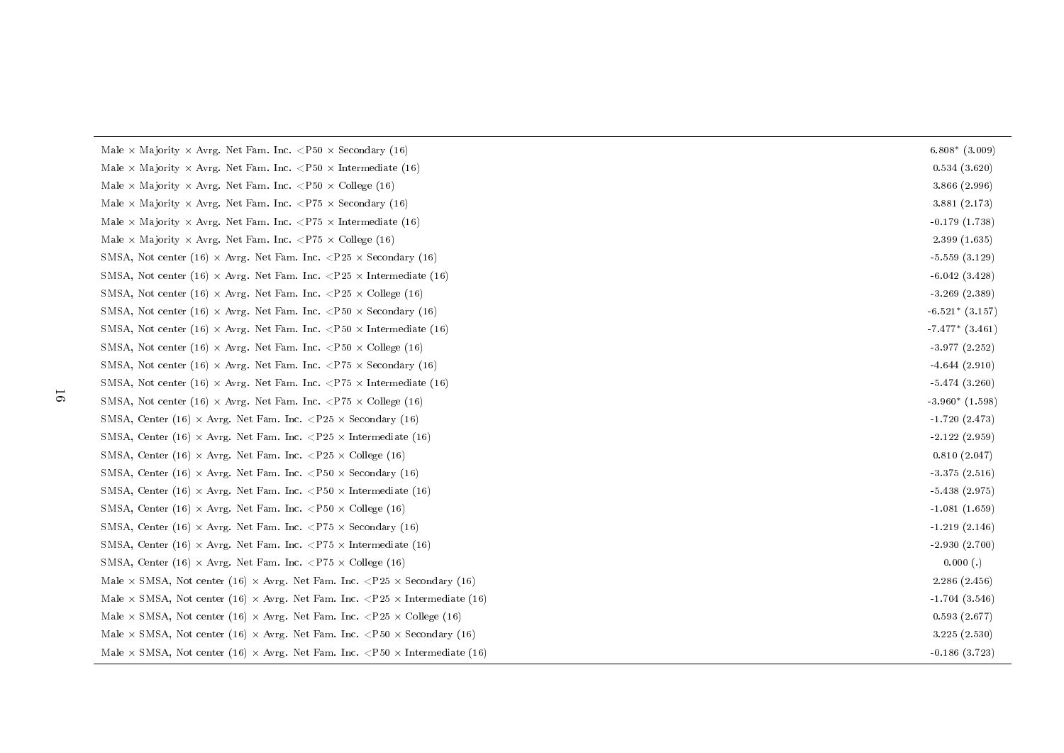| | |
|---|---|
| Male × Majority × Avrg. Net Fam. Inc. <P50 × Secondary (16) | 6.808* (3.009) |
| Male × Majority × Avrg. Net Fam. Inc. <P50 × Intermediate (16) | 0.534 (3.620) |
| Male × Majority × Avrg. Net Fam. Inc. <P50 × College (16) | 3.866 (2.996) |
| Male × Majority × Avrg. Net Fam. Inc. <P75 × Secondary (16) | 3.881 (2.173) |
| Male × Majority × Avrg. Net Fam. Inc. <P75 × Intermediate (16) | -0.179 (1.738) |
| Male × Majority × Avrg. Net Fam. Inc. <P75 × College (16) | 2.399 (1.635) |
| SMSA, Not center (16) × Avrg. Net Fam. Inc. <P25 × Secondary (16) | -5.559 (3.129) |
| SMSA, Not center (16) × Avrg. Net Fam. Inc. <P25 × Intermediate (16) | -6.042 (3.428) |
| SMSA, Not center (16) × Avrg. Net Fam. Inc. <P25 × College (16) | -3.269 (2.389) |
| SMSA, Not center (16) × Avrg. Net Fam. Inc. <P50 × Secondary (16) | -6.521* (3.157) |
| SMSA, Not center (16) × Avrg. Net Fam. Inc. <P50 × Intermediate (16) | -7.477* (3.461) |
| SMSA, Not center (16) × Avrg. Net Fam. Inc. <P50 × College (16) | -3.977 (2.252) |
| SMSA, Not center (16) × Avrg. Net Fam. Inc. <P75 × Secondary (16) | -4.644 (2.910) |
| SMSA, Not center (16) × Avrg. Net Fam. Inc. <P75 × Intermediate (16) | -5.474 (3.260) |
| SMSA, Not center (16) × Avrg. Net Fam. Inc. <P75 × College (16) | -3.960* (1.598) |
| SMSA, Center (16) × Avrg. Net Fam. Inc. <P25 × Secondary (16) | -1.720 (2.473) |
| SMSA, Center (16) × Avrg. Net Fam. Inc. <P25 × Intermediate (16) | -2.122 (2.959) |
| SMSA, Center (16) × Avrg. Net Fam. Inc. <P25 × College (16) | 0.810 (2.047) |
| SMSA, Center (16) × Avrg. Net Fam. Inc. <P50 × Secondary (16) | -3.375 (2.516) |
| SMSA, Center (16) × Avrg. Net Fam. Inc. <P50 × Intermediate (16) | -5.438 (2.975) |
| SMSA, Center (16) × Avrg. Net Fam. Inc. <P50 × College (16) | -1.081 (1.659) |
| SMSA, Center (16) × Avrg. Net Fam. Inc. <P75 × Secondary (16) | -1.219 (2.146) |
| SMSA, Center (16) × Avrg. Net Fam. Inc. <P75 × Intermediate (16) | -2.930 (2.700) |
| SMSA, Center (16) × Avrg. Net Fam. Inc. <P75 × College (16) | 0.000 (.) |
| Male × SMSA, Not center (16) × Avrg. Net Fam. Inc. <P25 × Secondary (16) | 2.286 (2.456) |
| Male × SMSA, Not center (16) × Avrg. Net Fam. Inc. <P25 × Intermediate (16) | -1.704 (3.546) |
| Male × SMSA, Not center (16) × Avrg. Net Fam. Inc. <P25 × College (16) | 0.593 (2.677) |
| Male × SMSA, Not center (16) × Avrg. Net Fam. Inc. <P50 × Secondary (16) | 3.225 (2.530) |
| Male × SMSA, Not center (16) × Avrg. Net Fam. Inc. <P50 × Intermediate (16) | -0.186 (3.723) |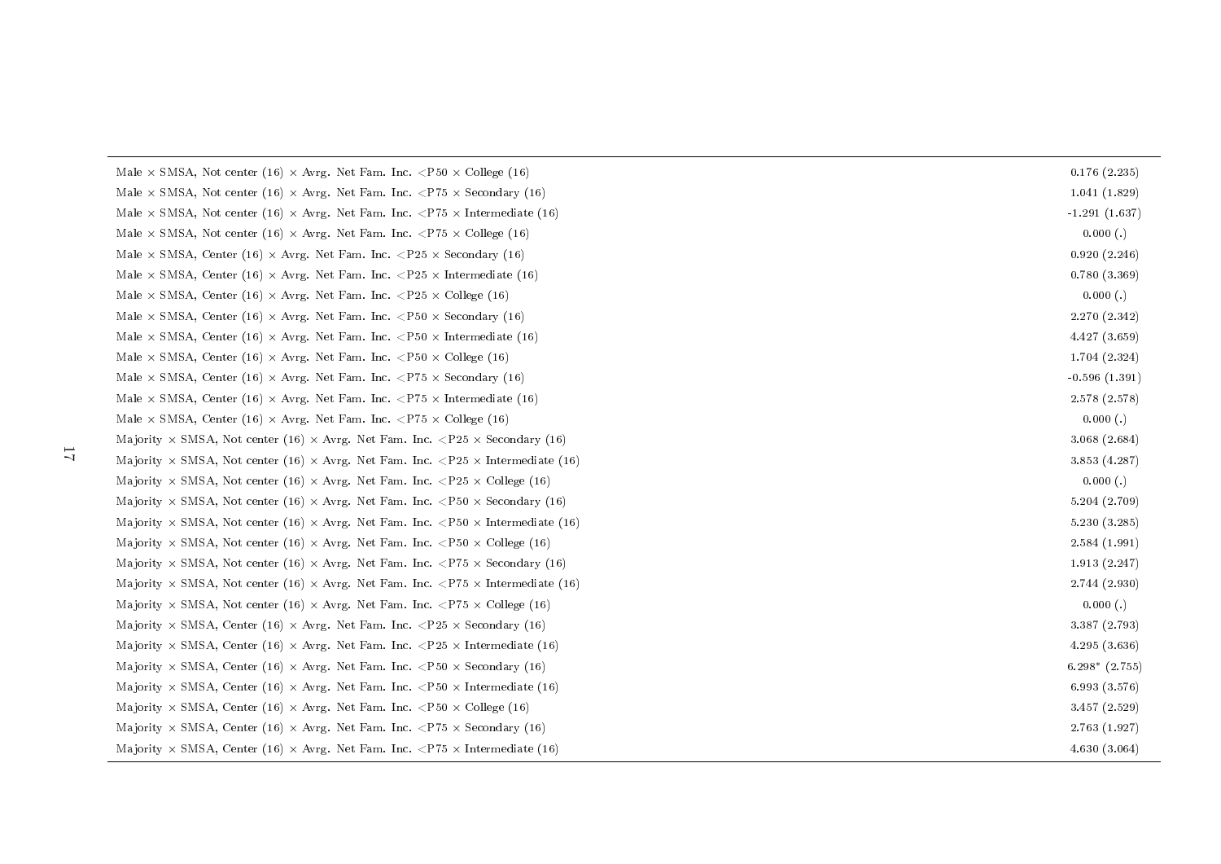| | |
|---|---|
| Male × SMSA, Not center (16) × Avrg. Net Fam. Inc. <P50 × College (16) | 0.176 (2.235) |
| Male × SMSA, Not center (16) × Avrg. Net Fam. Inc. <P75 × Secondary (16) | 1.041 (1.829) |
| Male × SMSA, Not center (16) × Avrg. Net Fam. Inc. <P75 × Intermediate (16) | -1.291 (1.637) |
| Male × SMSA, Not center (16) × Avrg. Net Fam. Inc. <P75 × College (16) | 0.000 (.) |
| Male × SMSA, Center (16) × Avrg. Net Fam. Inc. <P25 × Secondary (16) | 0.920 (2.246) |
| Male × SMSA, Center (16) × Avrg. Net Fam. Inc. <P25 × Intermediate (16) | 0.780 (3.369) |
| Male × SMSA, Center (16) × Avrg. Net Fam. Inc. <P25 × College (16) | 0.000 (.) |
| Male × SMSA, Center (16) × Avrg. Net Fam. Inc. <P50 × Secondary (16) | 2.270 (2.342) |
| Male × SMSA, Center (16) × Avrg. Net Fam. Inc. <P50 × Intermediate (16) | 4.427 (3.659) |
| Male × SMSA, Center (16) × Avrg. Net Fam. Inc. <P50 × College (16) | 1.704 (2.324) |
| Male × SMSA, Center (16) × Avrg. Net Fam. Inc. <P75 × Secondary (16) | -0.596 (1.391) |
| Male × SMSA, Center (16) × Avrg. Net Fam. Inc. <P75 × Intermediate (16) | 2.578 (2.578) |
| Male × SMSA, Center (16) × Avrg. Net Fam. Inc. <P75 × College (16) | 0.000 (.) |
| Majority × SMSA, Not center (16) × Avrg. Net Fam. Inc. <P25 × Secondary (16) | 3.068 (2.684) |
| Majority × SMSA, Not center (16) × Avrg. Net Fam. Inc. <P25 × Intermediate (16) | 3.853 (4.287) |
| Majority × SMSA, Not center (16) × Avrg. Net Fam. Inc. <P25 × College (16) | 0.000 (.) |
| Majority × SMSA, Not center (16) × Avrg. Net Fam. Inc. <P50 × Secondary (16) | 5.204 (2.709) |
| Majority × SMSA, Not center (16) × Avrg. Net Fam. Inc. <P50 × Intermediate (16) | 5.230 (3.285) |
| Majority × SMSA, Not center (16) × Avrg. Net Fam. Inc. <P50 × College (16) | 2.584 (1.991) |
| Majority × SMSA, Not center (16) × Avrg. Net Fam. Inc. <P75 × Secondary (16) | 1.913 (2.247) |
| Majority × SMSA, Not center (16) × Avrg. Net Fam. Inc. <P75 × Intermediate (16) | 2.744 (2.930) |
| Majority × SMSA, Not center (16) × Avrg. Net Fam. Inc. <P75 × College (16) | 0.000 (.) |
| Majority × SMSA, Center (16) × Avrg. Net Fam. Inc. <P25 × Secondary (16) | 3.387 (2.793) |
| Majority × SMSA, Center (16) × Avrg. Net Fam. Inc. <P25 × Intermediate (16) | 4.295 (3.636) |
| Majority × SMSA, Center (16) × Avrg. Net Fam. Inc. <P50 × Secondary (16) | 6.298* (2.755) |
| Majority × SMSA, Center (16) × Avrg. Net Fam. Inc. <P50 × Intermediate (16) | 6.993 (3.576) |
| Majority × SMSA, Center (16) × Avrg. Net Fam. Inc. <P50 × College (16) | 3.457 (2.529) |
| Majority × SMSA, Center (16) × Avrg. Net Fam. Inc. <P75 × Secondary (16) | 2.763 (1.927) |
| Majority × SMSA, Center (16) × Avrg. Net Fam. Inc. <P75 × Intermediate (16) | 4.630 (3.064) |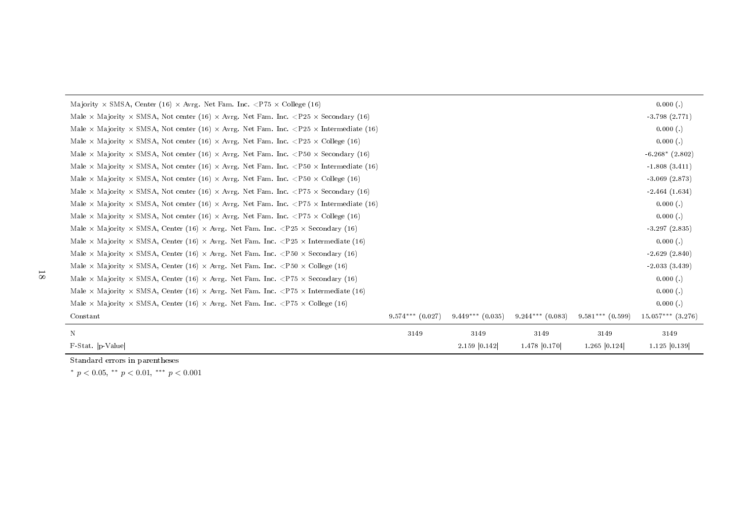| | (1) | (2) | (3) | (4) | (5) |
|---|---|---|---|---|---|
| Majority × SMSA, Center (16) × Avrg. Net Fam. Inc. <P75 × College (16) | | | | | 0.000 (.) |
| Male × Majority × SMSA, Not center (16) × Avrg. Net Fam. Inc. <P25 × Secondary (16) | | | | | -3.798 (2.771) |
| Male × Majority × SMSA, Not center (16) × Avrg. Net Fam. Inc. <P25 × Intermediate (16) | | | | | 0.000 (.) |
| Male × Majority × SMSA, Not center (16) × Avrg. Net Fam. Inc. <P25 × College (16) | | | | | 0.000 (.) |
| Male × Majority × SMSA, Not center (16) × Avrg. Net Fam. Inc. <P50 × Secondary (16) | | | | | -6.268* (2.802) |
| Male × Majority × SMSA, Not center (16) × Avrg. Net Fam. Inc. <P50 × Intermediate (16) | | | | | -1.808 (3.411) |
| Male × Majority × SMSA, Not center (16) × Avrg. Net Fam. Inc. <P50 × College (16) | | | | | -3.069 (2.873) |
| Male × Majority × SMSA, Not center (16) × Avrg. Net Fam. Inc. <P75 × Secondary (16) | | | | | -2.464 (1.634) |
| Male × Majority × SMSA, Not center (16) × Avrg. Net Fam. Inc. <P75 × Intermediate (16) | | | | | 0.000 (.) |
| Male × Majority × SMSA, Not center (16) × Avrg. Net Fam. Inc. <P75 × College (16) | | | | | 0.000 (.) |
| Male × Majority × SMSA, Center (16) × Avrg. Net Fam. Inc. <P25 × Secondary (16) | | | | | -3.297 (2.835) |
| Male × Majority × SMSA, Center (16) × Avrg. Net Fam. Inc. <P25 × Intermediate (16) | | | | | 0.000 (.) |
| Male × Majority × SMSA, Center (16) × Avrg. Net Fam. Inc. <P50 × Secondary (16) | | | | | -2.629 (2.840) |
| Male × Majority × SMSA, Center (16) × Avrg. Net Fam. Inc. <P50 × College (16) | | | | | -2.033 (3.439) |
| Male × Majority × SMSA, Center (16) × Avrg. Net Fam. Inc. <P75 × Secondary (16) | | | | | 0.000 (.) |
| Male × Majority × SMSA, Center (16) × Avrg. Net Fam. Inc. <P75 × Intermediate (16) | | | | | 0.000 (.) |
| Male × Majority × SMSA, Center (16) × Avrg. Net Fam. Inc. <P75 × College (16) | | | | | 0.000 (.) |
| Constant | 9.574*** (0.027) | 9.449*** (0.035) | 9.244*** (0.083) | 9.581*** (0.599) | 15.057*** (3.276) |
| N | 3149 | 3149 | 3149 | 3149 | 3149 |
| F-Stat. \|p-Value\| | | 2.159 \|0.142\| | 1.478 \|0.170\| | 1.265 \|0.124\| | 1.125 \|0.139\| |

Standard errors in parentheses

$^{*}$ $p < 0.05$, $^{**}$ $p < 0.01$, $^{***}$ $p < 0.001$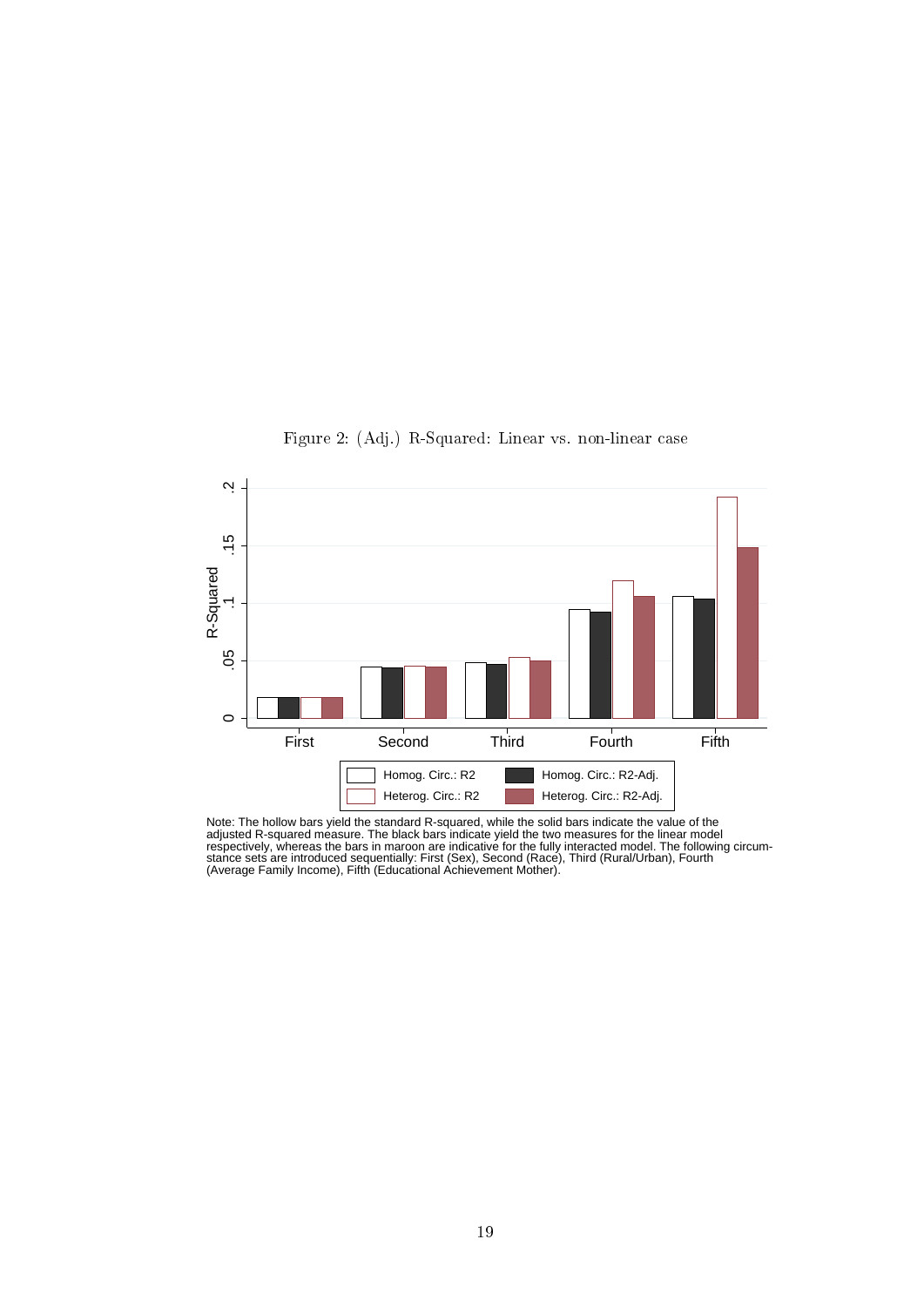Figure 2: (Adj.) R-Squared: Linear vs. non-linear case

R-Squared

0
.05
.1
.15
.2

First
Second
Third
Fourth
Fifth

Homog. Circ.: R2
Homog. Circ.: R2-Adj.
Heterog. Circ.: R2
Heterog. Circ.: R2-Adj.

Note: The hollow bars yield the standard R-squared, while the solid bars indicate the value of the adjusted R-squared measure. The black bars indicate yield the two measures for the linear model respectively, whereas the bars in maroon are indicative for the fully interacted model. The following circumstance sets are introduced sequentially: First (Sex), Second (Race), Third (Rural/Urban), Fourth (Average Family Income), Fifth (Educational Achievement Mother).